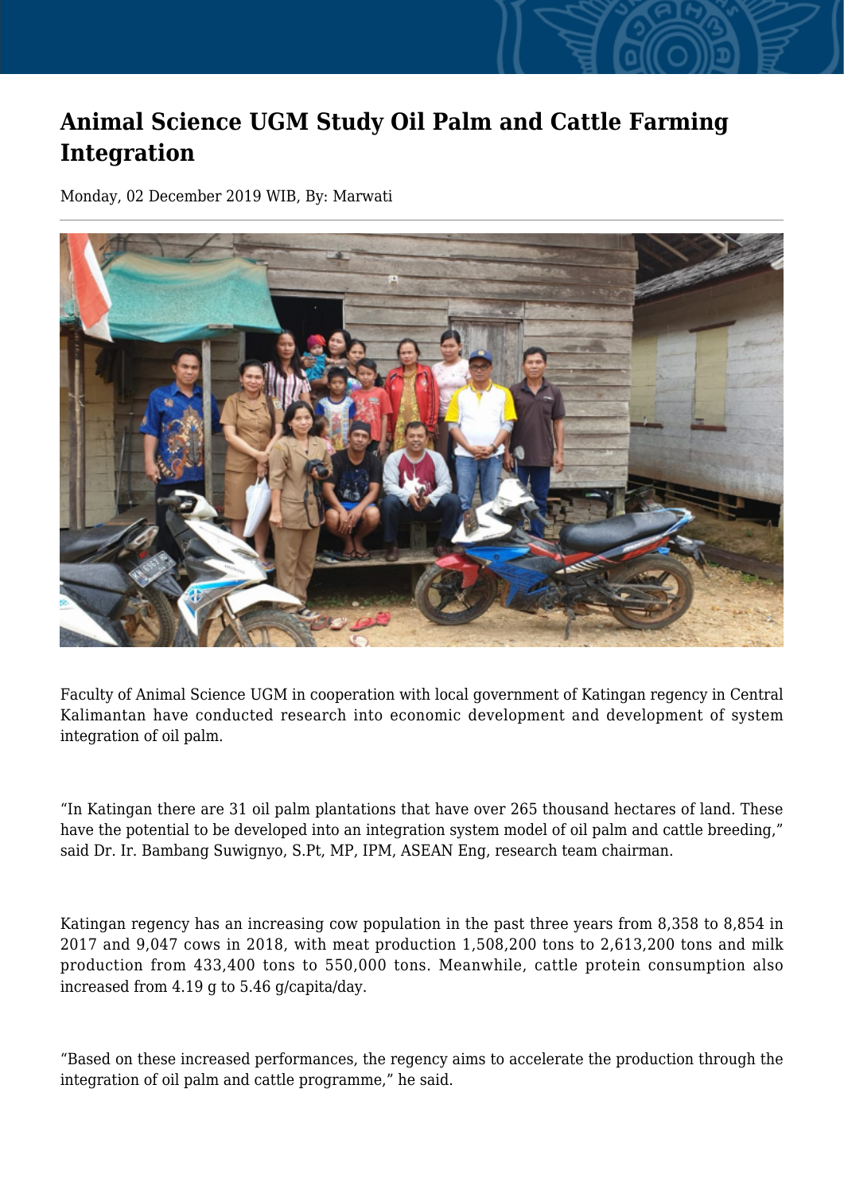# Animal Science UGM Study Oil Palm and Cattle Farming Integration

Monday, 02 December 2019 WIB, By: Marwati

Faculty of Animal Science UGM in cooperation with local government of Katingan regency in Central Kalimantan have conducted research into economic development and development of system integration of oil palm.

“In Katingan there are 31 oil palm plantations that have over 265 thousand hectares of land. These have the potential to be developed into an integration system model of oil palm and cattle breeding,” said Dr. Ir. Bambang Suwignyo, S.Pt, MP, IPM, ASEAN Eng, research team chairman.

Katingan regency has an increasing cow population in the past three years from 8,358 to 8,854 in 2017 and 9,047 cows in 2018, with meat production 1,508,200 tons to 2,613,200 tons and milk production from 433,400 tons to 550,000 tons. Meanwhile, cattle protein consumption also increased from 4.19 g to 5.46 g/capita/day.

“Based on these increased performances, the regency aims to accelerate the production through the integration of oil palm and cattle programme,” he said.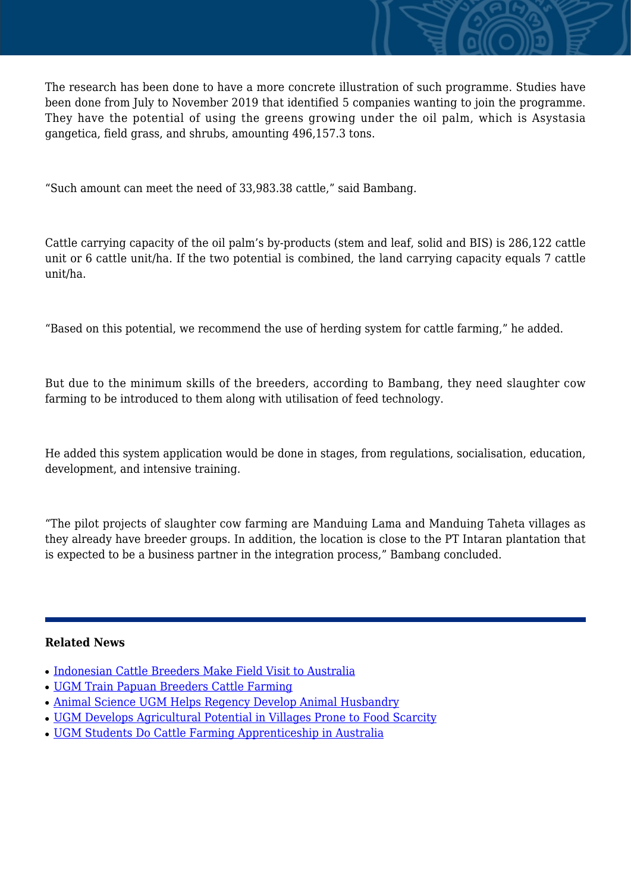The research has been done to have a more concrete illustration of such programme. Studies have been done from July to November 2019 that identified 5 companies wanting to join the programme. They have the potential of using the greens growing under the oil palm, which is Asystasia gangetica, field grass, and shrubs, amounting 496,157.3 tons.

“Such amount can meet the need of 33,983.38 cattle,” said Bambang.

Cattle carrying capacity of the oil palm’s by-products (stem and leaf, solid and BIS) is 286,122 cattle unit or 6 cattle unit/ha. If the two potential is combined, the land carrying capacity equals 7 cattle unit/ha.

“Based on this potential, we recommend the use of herding system for cattle farming,” he added.

But due to the minimum skills of the breeders, according to Bambang, they need slaughter cow farming to be introduced to them along with utilisation of feed technology.

He added this system application would be done in stages, from regulations, socialisation, education, development, and intensive training.

“The pilot projects of slaughter cow farming are Manduing Lama and Manduing Taheta villages as they already have breeder groups. In addition, the location is close to the PT Intaran plantation that is expected to be a business partner in the integration process,” Bambang concluded.

---

**Related News**

- Indonesian Cattle Breeders Make Field Visit to Australia
- UGM Train Papuan Breeders Cattle Farming
- Animal Science UGM Helps Regency Develop Animal Husbandry
- UGM Develops Agricultural Potential in Villages Prone to Food Scarcity
- UGM Students Do Cattle Farming Apprenticeship in Australia